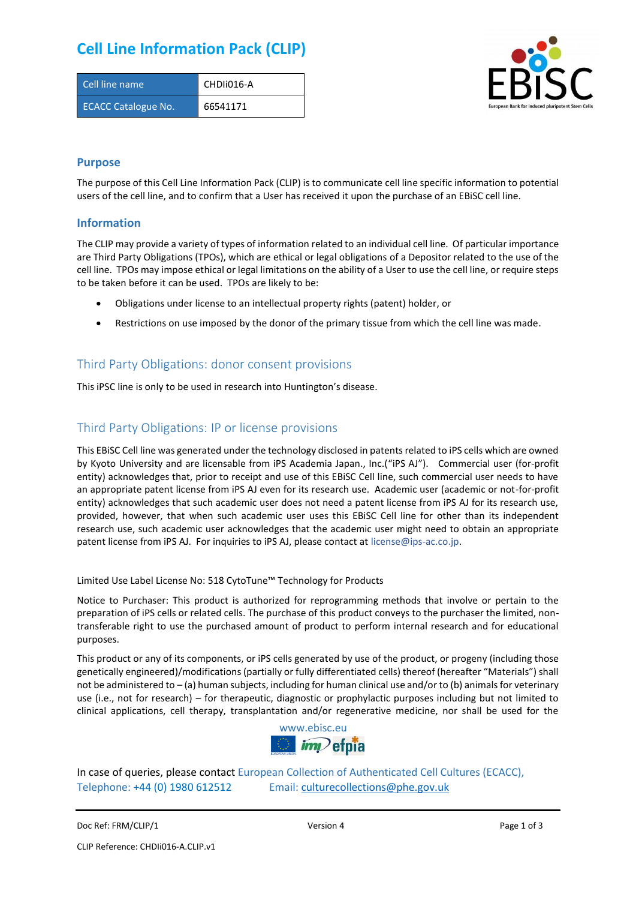# Cell Line Information Pack (CLIP)

| Cell line name | CHDIi016-A |
| --- | --- |
| ECACC Catalogue No. | 66541171 |

## Purpose

The purpose of this Cell Line Information Pack (CLIP) is to communicate cell line specific information to potential users of the cell line, and to confirm that a User has received it upon the purchase of an EBiSC cell line.

## Information

The CLIP may provide a variety of types of information related to an individual cell line. Of particular importance are Third Party Obligations (TPOs), which are ethical or legal obligations of a Depositor related to the use of the cell line. TPOs may impose ethical or legal limitations on the ability of a User to use the cell line, or require steps to be taken before it can be used. TPOs are likely to be:

- Obligations under license to an intellectual property rights (patent) holder, or
- Restrictions on use imposed by the donor of the primary tissue from which the cell line was made.

## Third Party Obligations: donor consent provisions

This iPSC line is only to be used in research into Huntington's disease.

## Third Party Obligations: IP or license provisions

This EBiSC Cell line was generated under the technology disclosed in patents related to iPS cells which are owned by Kyoto University and are licensable from iPS Academia Japan., Inc.("iPS AJ"). Commercial user (for-profit entity) acknowledges that, prior to receipt and use of this EBiSC Cell line, such commercial user needs to have an appropriate patent license from iPS AJ even for its research use. Academic user (academic or not-for-profit entity) acknowledges that such academic user does not need a patent license from iPS AJ for its research use, provided, however, that when such academic user uses this EBiSC Cell line for other than its independent research use, such academic user acknowledges that the academic user might need to obtain an appropriate patent license from iPS AJ. For inquiries to iPS AJ, please contact at license@ips-ac.co.jp.

Limited Use Label License No: 518 CytoTune™ Technology for Products

Notice to Purchaser: This product is authorized for reprogramming methods that involve or pertain to the preparation of iPS cells or related cells. The purchase of this product conveys to the purchaser the limited, non-transferable right to use the purchased amount of product to perform internal research and for educational purposes.

This product or any of its components, or iPS cells generated by use of the product, or progeny (including those genetically engineered)/modifications (partially or fully differentiated cells) thereof (hereafter "Materials") shall not be administered to – (a) human subjects, including for human clinical use and/or to (b) animals for veterinary use (i.e., not for research) – for therapeutic, diagnostic or prophylactic purposes including but not limited to clinical applications, cell therapy, transplantation and/or regenerative medicine, nor shall be used for the

www.ebisc.eu

In case of queries, please contact European Collection of Authenticated Cell Cultures (ECACC), Telephone: +44 (0) 1980 612512 Email: culturecollections@phe.gov.uk

Doc Ref: FRM/CLIP/1 Version 4

CLIP Reference: CHDIi016-A.CLIP.v1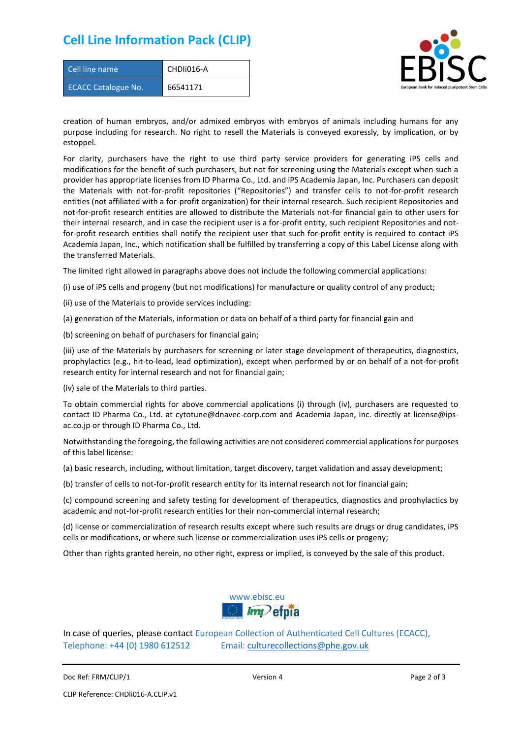# Cell Line Information Pack (CLIP)

| Cell line name | CHDIi016-A |
| --- | --- |
| ECACC Catalogue No. | 66541171 |

creation of human embryos, and/or admixed embryos with embryos of animals including humans for any purpose including for research. No right to resell the Materials is conveyed expressly, by implication, or by estoppel.

For clarity, purchasers have the right to use third party service providers for generating iPS cells and modifications for the benefit of such purchasers, but not for screening using the Materials except when such a provider has appropriate licenses from ID Pharma Co., Ltd. and iPS Academia Japan, Inc. Purchasers can deposit the Materials with not-for-profit repositories ("Repositories") and transfer cells to not-for-profit research entities (not affiliated with a for-profit organization) for their internal research. Such recipient Repositories and not-for-profit research entities are allowed to distribute the Materials not-for financial gain to other users for their internal research, and in case the recipient user is a for-profit entity, such recipient Repositories and not-for-profit research entities shall notify the recipient user that such for-profit entity is required to contact iPS Academia Japan, Inc., which notification shall be fulfilled by transferring a copy of this Label License along with the transferred Materials.

The limited right allowed in paragraphs above does not include the following commercial applications:

(i) use of iPS cells and progeny (but not modifications) for manufacture or quality control of any product;

(ii) use of the Materials to provide services including:

(a) generation of the Materials, information or data on behalf of a third party for financial gain and

(b) screening on behalf of purchasers for financial gain;

(iii) use of the Materials by purchasers for screening or later stage development of therapeutics, diagnostics, prophylactics (e.g., hit-to-lead, lead optimization), except when performed by or on behalf of a not-for-profit research entity for internal research and not for financial gain;

(iv) sale of the Materials to third parties.

To obtain commercial rights for above commercial applications (i) through (iv), purchasers are requested to contact ID Pharma Co., Ltd. at cytotune@dnavec-corp.com and Academia Japan, Inc. directly at license@ips-ac.co.jp or through ID Pharma Co., Ltd.

Notwithstanding the foregoing, the following activities are not considered commercial applications for purposes of this label license:

(a) basic research, including, without limitation, target discovery, target validation and assay development;

(b) transfer of cells to not-for-profit research entity for its internal research not for financial gain;

(c) compound screening and safety testing for development of therapeutics, diagnostics and prophylactics by academic and not-for-profit research entities for their non-commercial internal research;

(d) license or commercialization of research results except where such results are drugs or drug candidates, iPS cells or modifications, or where such license or commercialization uses iPS cells or progeny;

Other than rights granted herein, no other right, express or implied, is conveyed by the sale of this product.

www.ebisc.eu

In case of queries, please contact European Collection of Authenticated Cell Cultures (ECACC), Telephone: +44 (0) 1980 612512 Email: culturecollections@phe.gov.uk

Doc Ref: FRM/CLIP/1 Version 4

CLIP Reference: CHDIi016-A.CLIP.v1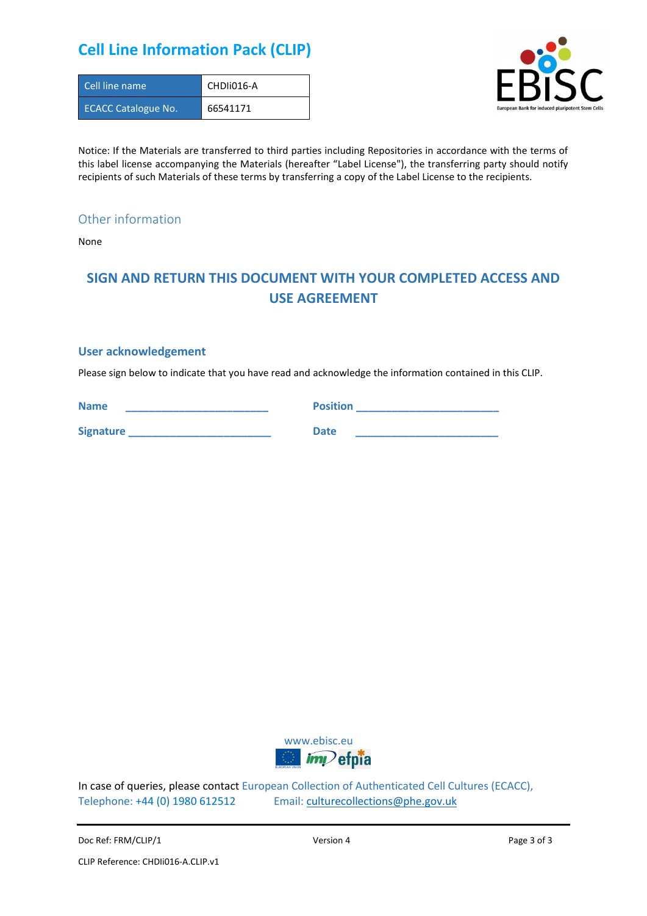# Cell Line Information Pack (CLIP)

| | |
|---|---|
| Cell line name | CHDIi016-A |
| ECACC Catalogue No. | 66541171 |

Notice: If the Materials are transferred to third parties including Repositories in accordance with the terms of this label license accompanying the Materials (hereafter "Label License"), the transferring party should notify recipients of such Materials of these terms by transferring a copy of the Label License to the recipients.

## Other information

None

## SIGN AND RETURN THIS DOCUMENT WITH YOUR COMPLETED ACCESS AND USE AGREEMENT

### User acknowledgement

Please sign below to indicate that you have read and acknowledge the information contained in this CLIP.

**Name** __________________________ **Position** __________________________

**Signature** __________________________ **Date** __________________________

www.ebisc.eu

In case of queries, please contact European Collection of Authenticated Cell Cultures (ECACC), Telephone: +44 (0) 1980 612512 Email: culturecollections@phe.gov.uk

Doc Ref: FRM/CLIP/1 Version 4

CLIP Reference: CHDIi016-A.CLIP.v1